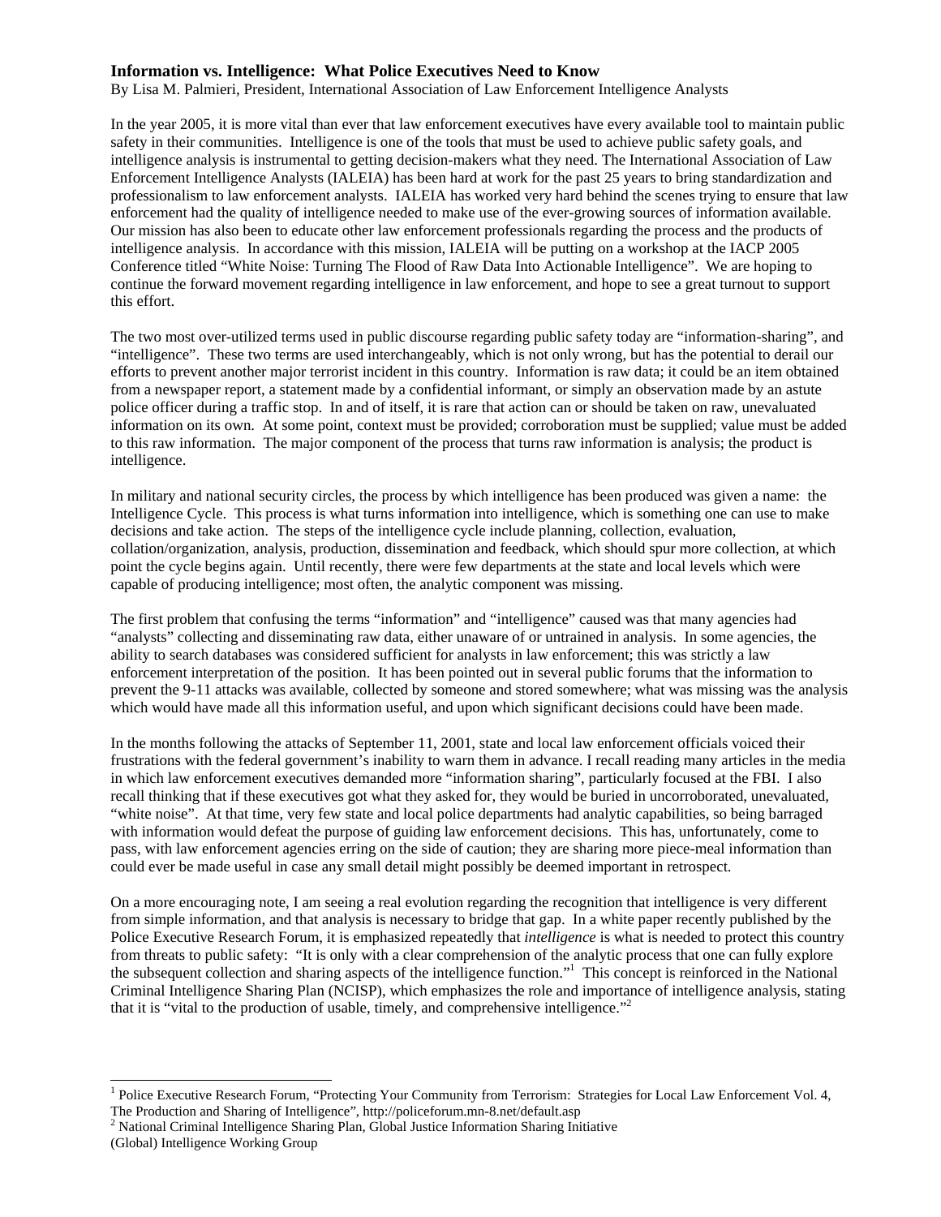# Information vs. Intelligence: What Police Executives Need to Know

By Lisa M. Palmieri, President, International Association of Law Enforcement Intelligence Analysts

In the year 2005, it is more vital than ever that law enforcement executives have every available tool to maintain public safety in their communities. Intelligence is one of the tools that must be used to achieve public safety goals, and intelligence analysis is instrumental to getting decision-makers what they need. The International Association of Law Enforcement Intelligence Analysts (IALEIA) has been hard at work for the past 25 years to bring standardization and professionalism to law enforcement analysts. IALEIA has worked very hard behind the scenes trying to ensure that law enforcement had the quality of intelligence needed to make use of the ever-growing sources of information available. Our mission has also been to educate other law enforcement professionals regarding the process and the products of intelligence analysis. In accordance with this mission, IALEIA will be putting on a workshop at the IACP 2005 Conference titled "White Noise: Turning The Flood of Raw Data Into Actionable Intelligence". We are hoping to continue the forward movement regarding intelligence in law enforcement, and hope to see a great turnout to support this effort.

The two most over-utilized terms used in public discourse regarding public safety today are "information-sharing", and "intelligence". These two terms are used interchangeably, which is not only wrong, but has the potential to derail our efforts to prevent another major terrorist incident in this country. Information is raw data; it could be an item obtained from a newspaper report, a statement made by a confidential informant, or simply an observation made by an astute police officer during a traffic stop. In and of itself, it is rare that action can or should be taken on raw, unevaluated information on its own. At some point, context must be provided; corroboration must be supplied; value must be added to this raw information. The major component of the process that turns raw information is analysis; the product is intelligence.

In military and national security circles, the process by which intelligence has been produced was given a name: the Intelligence Cycle. This process is what turns information into intelligence, which is something one can use to make decisions and take action. The steps of the intelligence cycle include planning, collection, evaluation, collation/organization, analysis, production, dissemination and feedback, which should spur more collection, at which point the cycle begins again. Until recently, there were few departments at the state and local levels which were capable of producing intelligence; most often, the analytic component was missing.

The first problem that confusing the terms "information" and "intelligence" caused was that many agencies had "analysts" collecting and disseminating raw data, either unaware of or untrained in analysis. In some agencies, the ability to search databases was considered sufficient for analysts in law enforcement; this was strictly a law enforcement interpretation of the position. It has been pointed out in several public forums that the information to prevent the 9-11 attacks was available, collected by someone and stored somewhere; what was missing was the analysis which would have made all this information useful, and upon which significant decisions could have been made.

In the months following the attacks of September 11, 2001, state and local law enforcement officials voiced their frustrations with the federal government's inability to warn them in advance. I recall reading many articles in the media in which law enforcement executives demanded more "information sharing", particularly focused at the FBI. I also recall thinking that if these executives got what they asked for, they would be buried in uncorroborated, unevaluated, "white noise". At that time, very few state and local police departments had analytic capabilities, so being barraged with information would defeat the purpose of guiding law enforcement decisions. This has, unfortunately, come to pass, with law enforcement agencies erring on the side of caution; they are sharing more piece-meal information than could ever be made useful in case any small detail might possibly be deemed important in retrospect.

On a more encouraging note, I am seeing a real evolution regarding the recognition that intelligence is very different from simple information, and that analysis is necessary to bridge that gap. In a white paper recently published by the Police Executive Research Forum, it is emphasized repeatedly that *intelligence* is what is needed to protect this country from threats to public safety: "It is only with a clear comprehension of the analytic process that one can fully explore the subsequent collection and sharing aspects of the intelligence function."[1] This concept is reinforced in the National Criminal Intelligence Sharing Plan (NCISP), which emphasizes the role and importance of intelligence analysis, stating that it is "vital to the production of usable, timely, and comprehensive intelligence."[2]

---

[1] Police Executive Research Forum, "Protecting Your Community from Terrorism: Strategies for Local Law Enforcement Vol. 4, The Production and Sharing of Intelligence", http://policeforum.mn-8.net/default.asp

[2] National Criminal Intelligence Sharing Plan, Global Justice Information Sharing Initiative (Global) Intelligence Working Group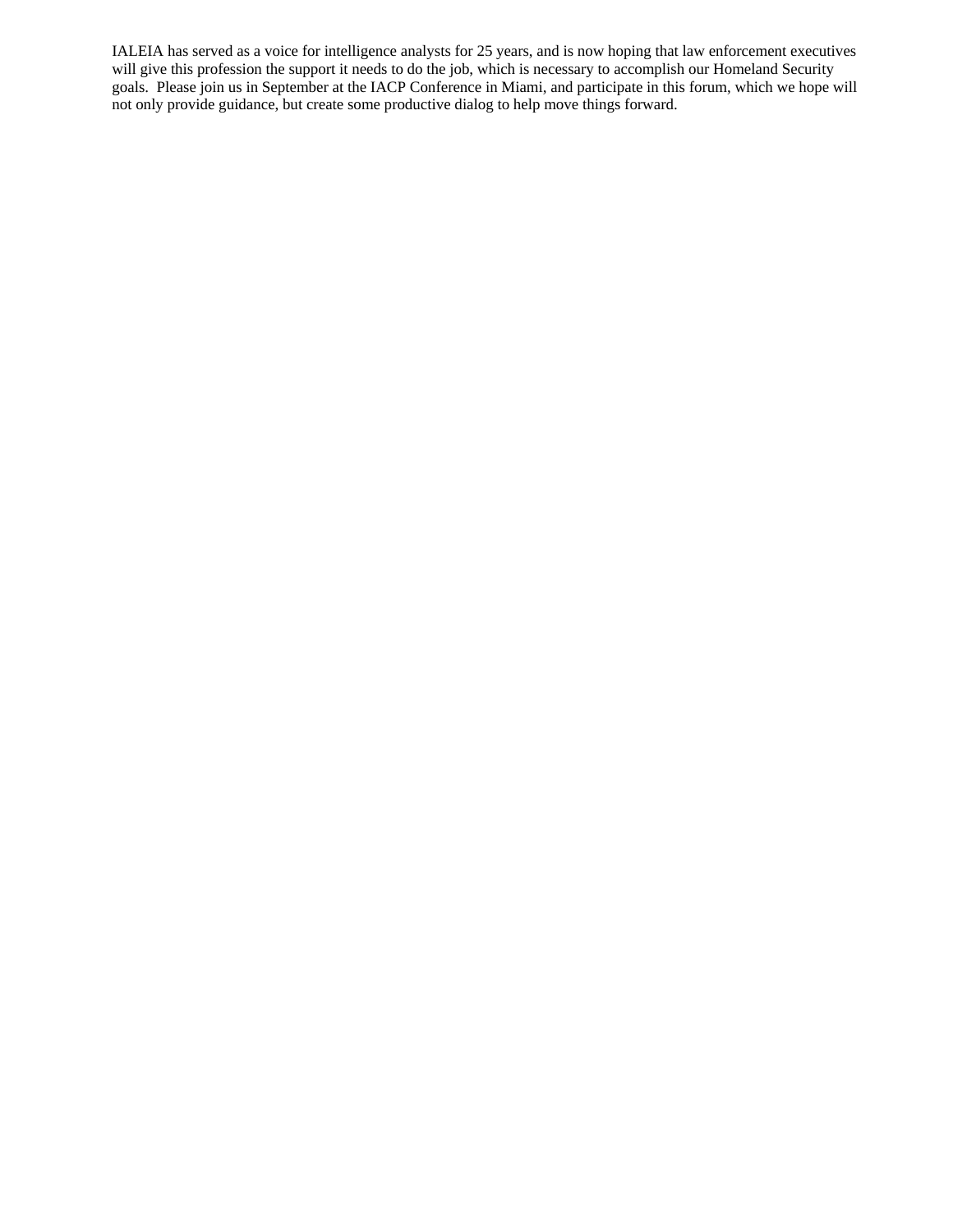IALEIA has served as a voice for intelligence analysts for 25 years, and is now hoping that law enforcement executives will give this profession the support it needs to do the job, which is necessary to accomplish our Homeland Security goals. Please join us in September at the IACP Conference in Miami, and participate in this forum, which we hope will not only provide guidance, but create some productive dialog to help move things forward.